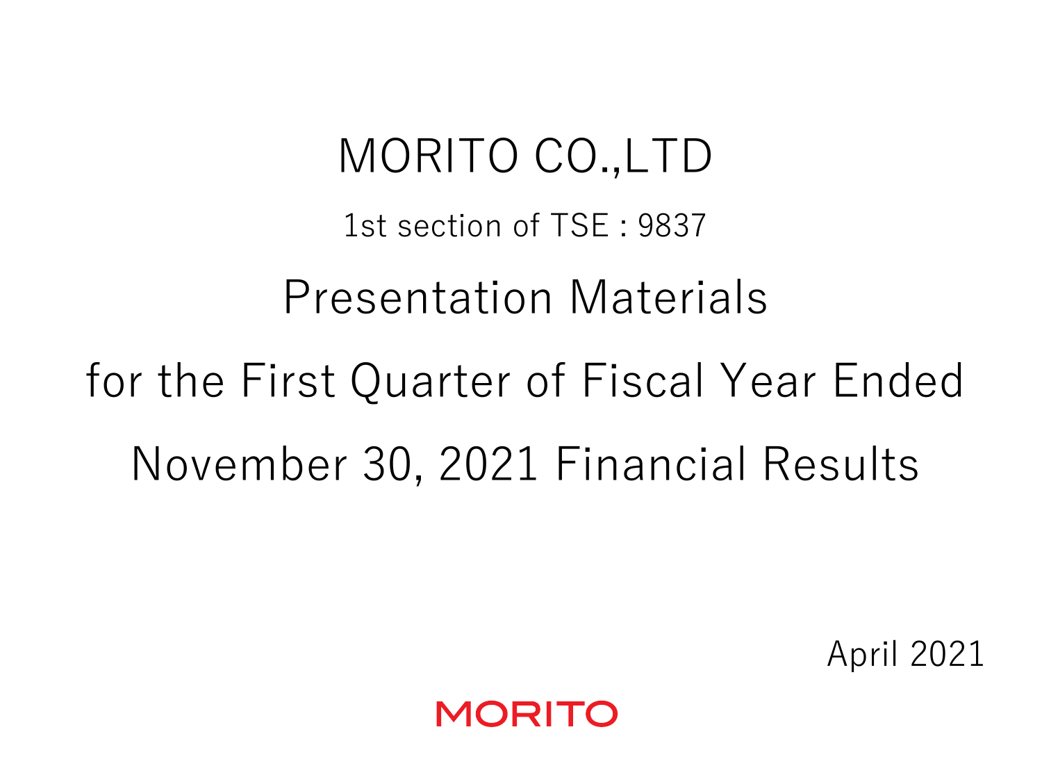# MORITO CO.,LTD

1st section of TSE : 9837

## Presentation Materials

## for the First Quarter of Fiscal Year Ended November 30, 2021 Financial Results

April 2021

MORITO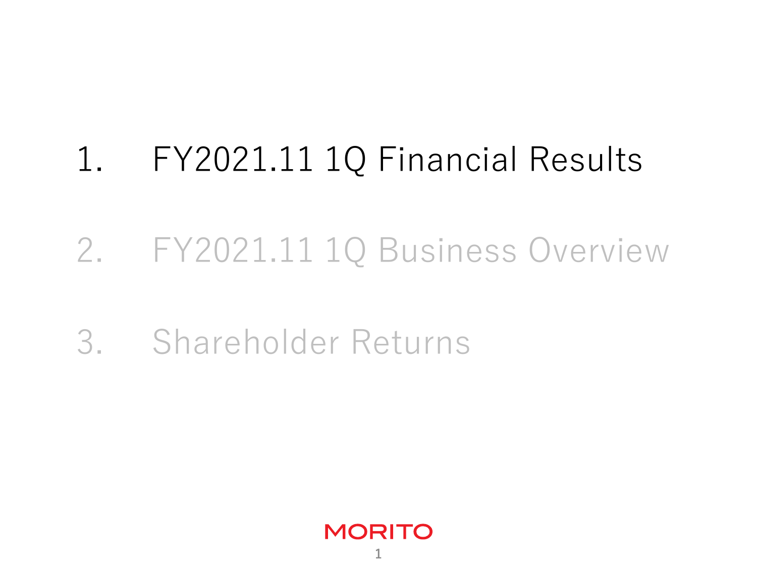1. FY2021.11 1Q Financial Results

2. FY2021.11 1Q Business Overview

3. Shareholder Returns

MORITO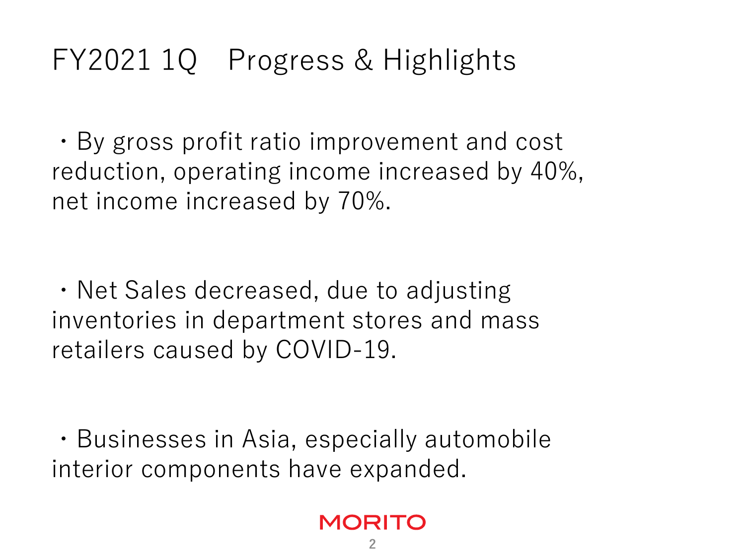# FY2021 1Q　Progress & Highlights

・By gross profit ratio improvement and cost reduction, operating income increased by 40%, net income increased by 70%.

・Net Sales decreased, due to adjusting inventories in department stores and mass retailers caused by COVID-19.

・Businesses in Asia, especially automobile interior components have expanded.

MORITO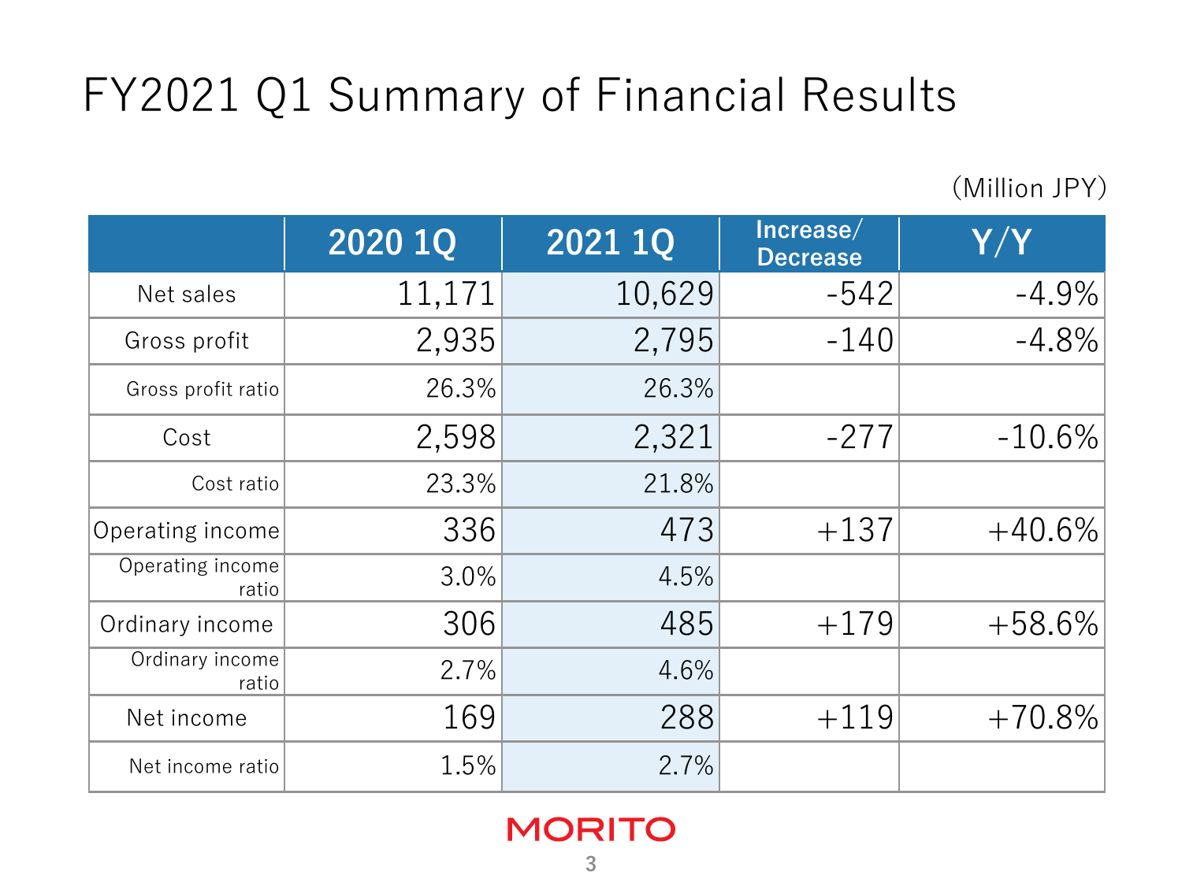# FY2021 Q1 Summary of Financial Results

(Million JPY)

| | 2020 1Q | 2021 1Q | Increase/ Decrease | Y/Y |
|---|---|---|---|---|
| Net sales | 11,171 | 10,629 | -542 | -4.9% |
| Gross profit | 2,935 | 2,795 | -140 | -4.8% |
| Gross profit ratio | 26.3% | 26.3% | | |
| Cost | 2,598 | 2,321 | -277 | -10.6% |
| Cost ratio | 23.3% | 21.8% | | |
| Operating income | 336 | 473 | +137 | +40.6% |
| Operating income ratio | 3.0% | 4.5% | | |
| Ordinary income | 306 | 485 | +179 | +58.6% |
| Ordinary income ratio | 2.7% | 4.6% | | |
| Net income | 169 | 288 | +119 | +70.8% |
| Net income ratio | 1.5% | 2.7% | | |

MORITO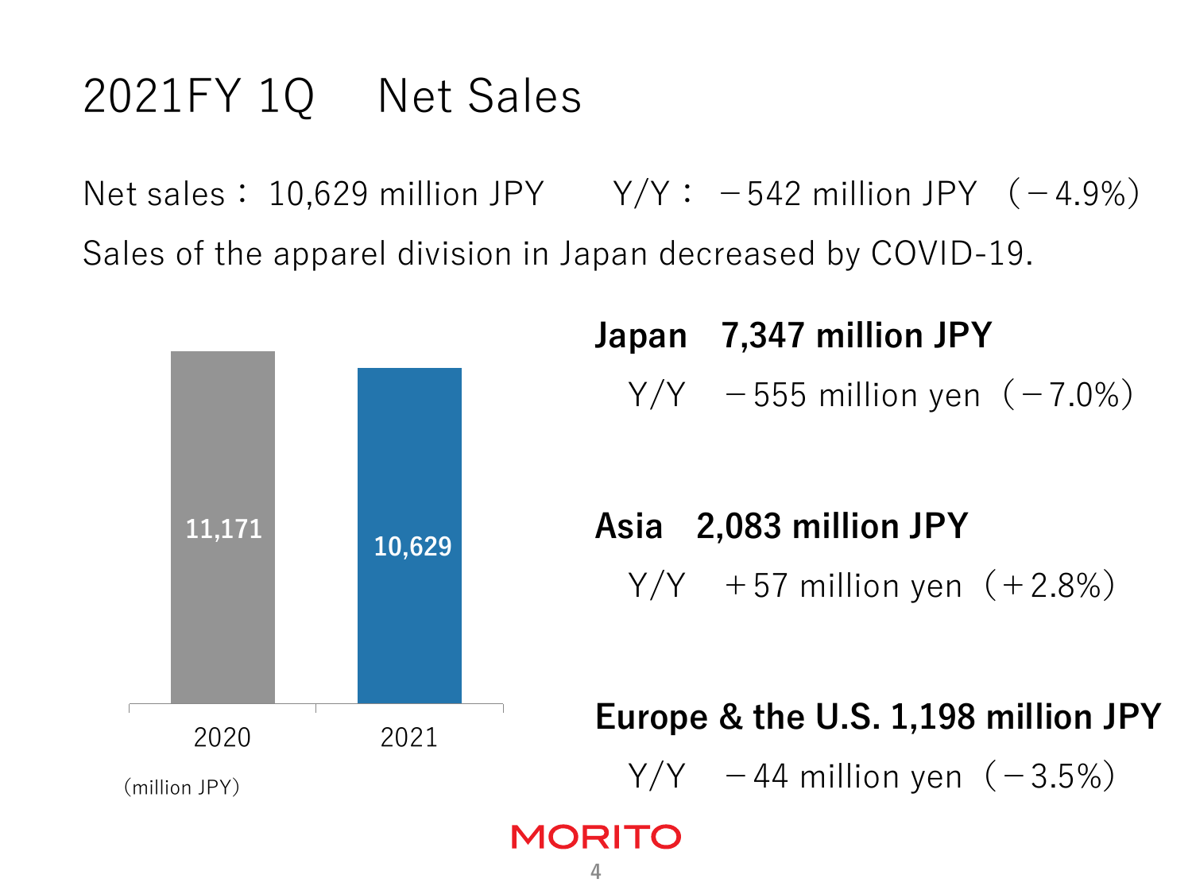# 2021FY 1Q　Net Sales

Net sales： 10,629 million JPY　　Y/Y： －542 million JPY （－4.9%）

Sales of the apparel division in Japan decreased by COVID-19.

| | 2020 | 2021 |
|---|---|---|
| Net sales (million JPY) | 11,171 | 10,629 |

**Japan　7,347 million JPY**

Y/Y　－555 million yen（－7.0%）

**Asia　2,083 million JPY**

Y/Y　＋57 million yen（＋2.8%）

**Europe & the U.S. 1,198 million JPY**

Y/Y　－44 million yen（－3.5%）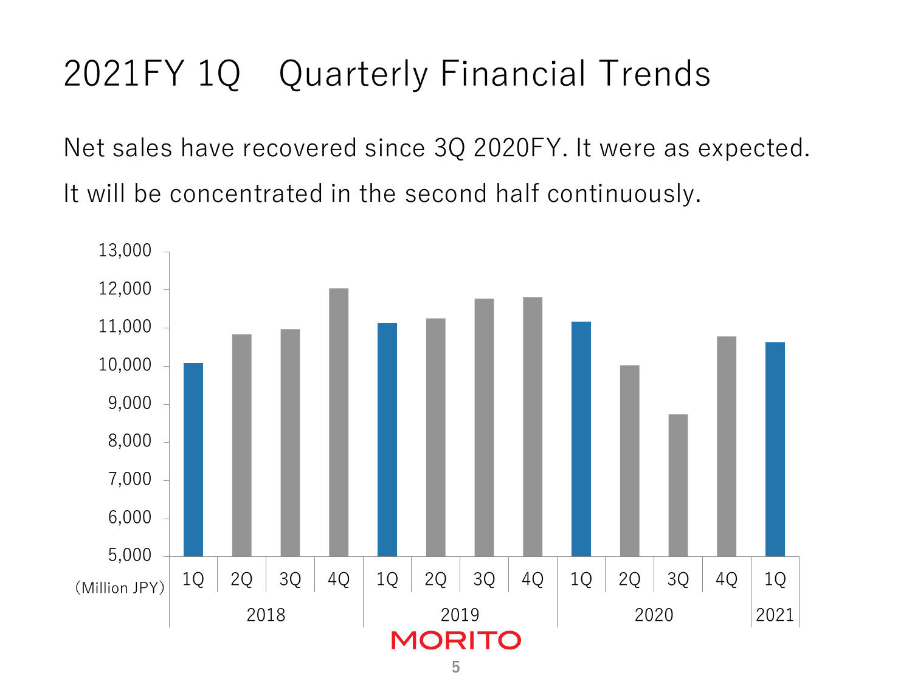# 2021FY 1Q　Quarterly Financial Trends

Net sales have recovered since 3Q 2020FY. It were as expected.

It will be concentrated in the second half continuously.

| Year | Quarter | Net sales (Million JPY) |
|---|---|---|
| 2018 | 1Q | ~10,080 |
| 2018 | 2Q | ~10,830 |
| 2018 | 3Q | ~10,960 |
| 2018 | 4Q | ~12,030 |
| 2019 | 1Q | ~11,130 |
| 2019 | 2Q | ~11,250 |
| 2019 | 3Q | ~11,760 |
| 2019 | 4Q | ~11,800 |
| 2020 | 1Q | ~11,160 |
| 2020 | 2Q | ~10,010 |
| 2020 | 3Q | ~8,720 |
| 2020 | 4Q | ~10,770 |
| 2021 | 1Q | ~10,610 |

(Million JPY)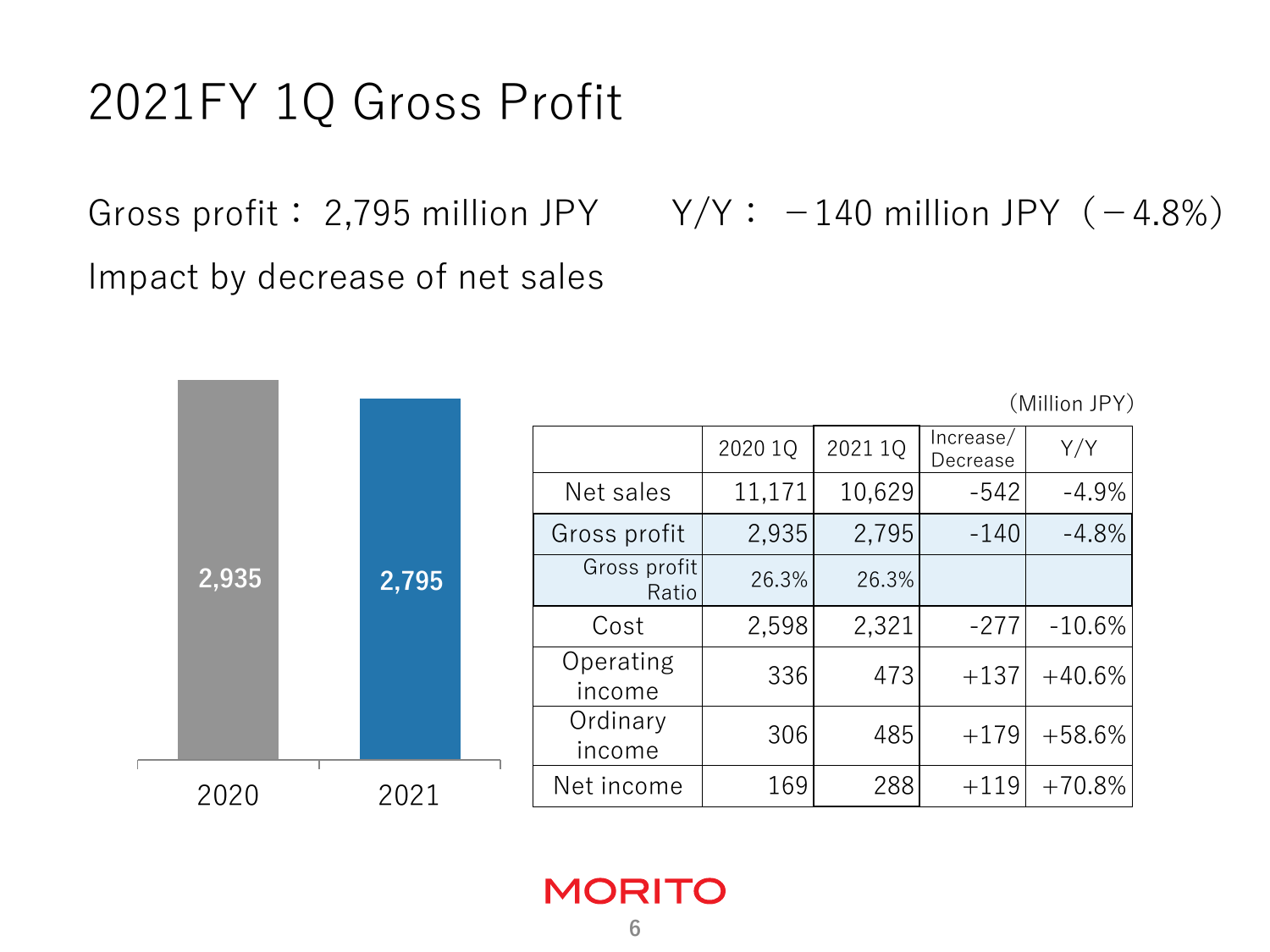# 2021FY 1Q Gross Profit

Gross profit： 2,795 million JPY　　Y/Y： －140 million JPY（－4.8%）

Impact by decrease of net sales

| | 2020 | 2021 |
|---|---|---|
| Gross profit | 2,935 | 2,795 |

（Million JPY）

| | 2020 1Q | 2021 1Q | Increase/ Decrease | Y/Y |
|---|---|---|---|---|
| Net sales | 11,171 | 10,629 | -542 | -4.9% |
| Gross profit | 2,935 | 2,795 | -140 | -4.8% |
| Gross profit Ratio | 26.3% | 26.3% | | |
| Cost | 2,598 | 2,321 | -277 | -10.6% |
| Operating income | 336 | 473 | +137 | +40.6% |
| Ordinary income | 306 | 485 | +179 | +58.6% |
| Net income | 169 | 288 | +119 | +70.8% |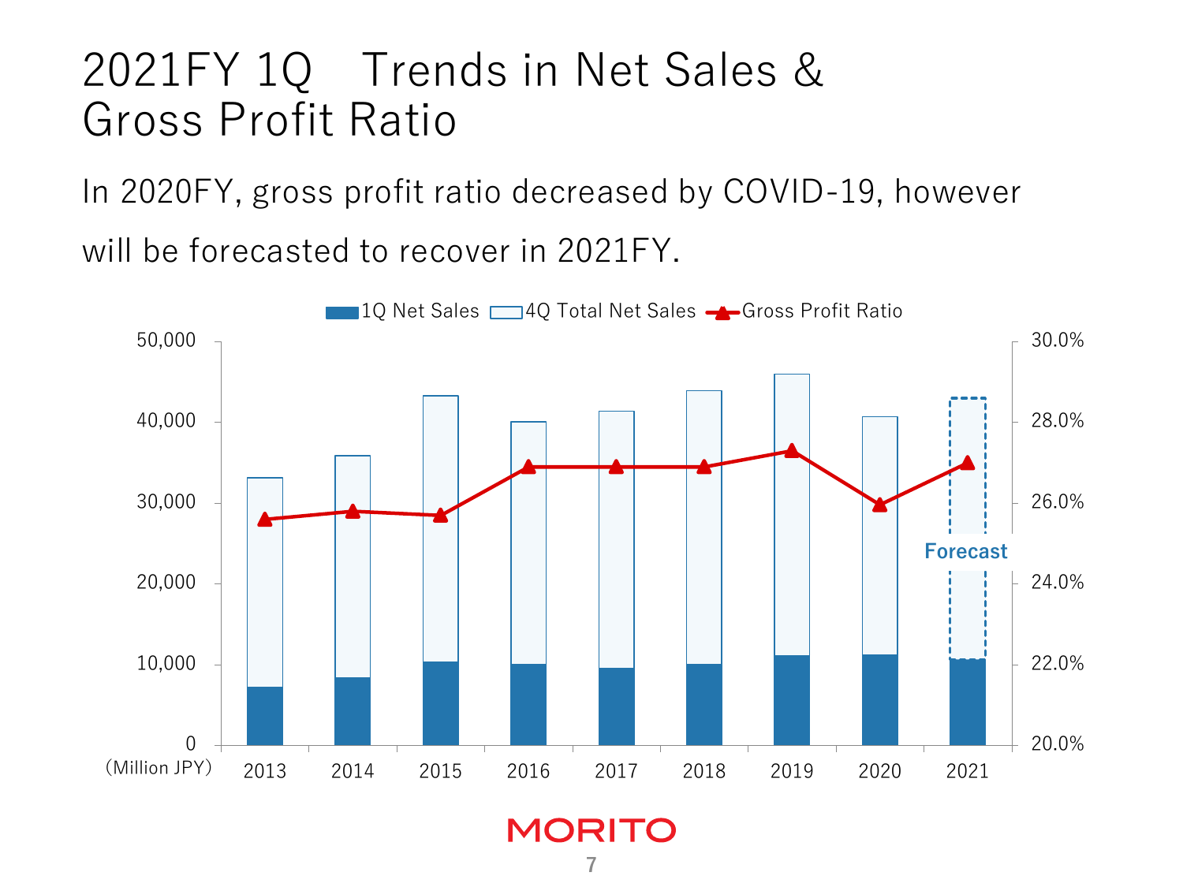# 2021FY 1Q　Trends in Net Sales & Gross Profit Ratio

In 2020FY, gross profit ratio decreased by COVID-19, however will be forecasted to recover in 2021FY.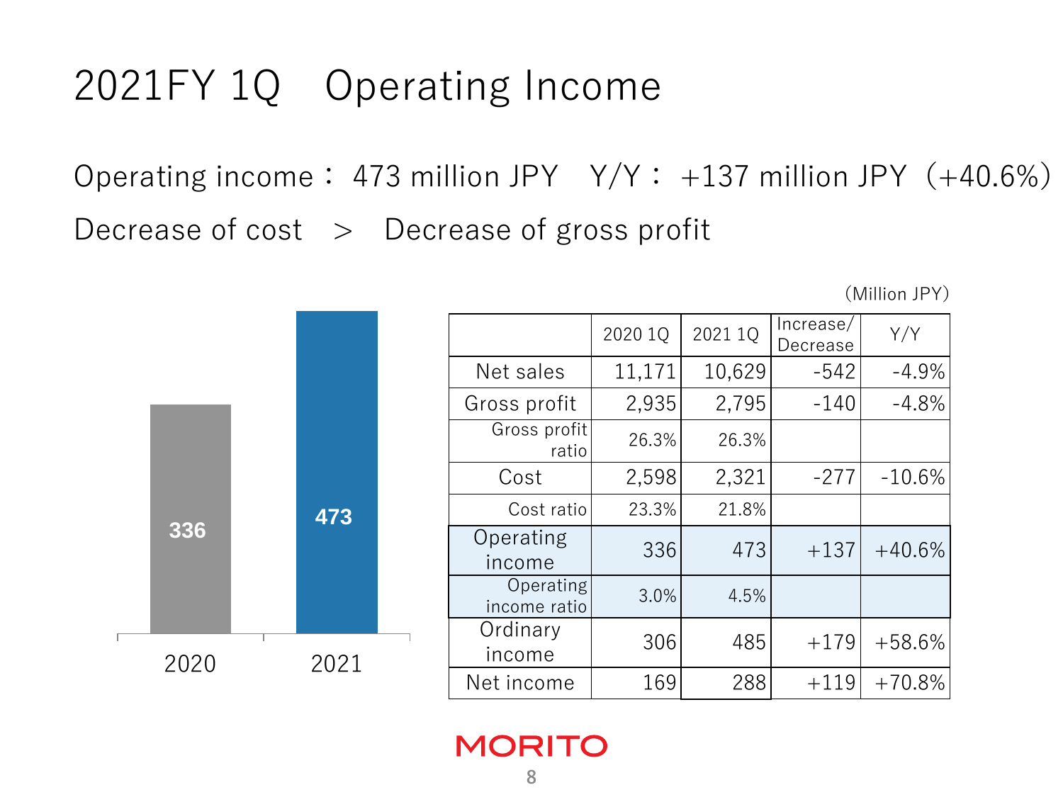# 2021FY 1Q　Operating Income

Operating income： 473 million JPY　Y/Y： +137 million JPY（+40.6%）

Decrease of cost　>　Decrease of gross profit

| | 2020 | 2021 |
|---|---|---|
| Operating income | 336 | 473 |

（Million JPY）

| | 2020 1Q | 2021 1Q | Increase/ Decrease | Y/Y |
|---|---|---|---|---|
| Net sales | 11,171 | 10,629 | -542 | -4.9% |
| Gross profit | 2,935 | 2,795 | -140 | -4.8% |
| Gross profit ratio | 26.3% | 26.3% | | |
| Cost | 2,598 | 2,321 | -277 | -10.6% |
| Cost ratio | 23.3% | 21.8% | | |
| Operating income | 336 | 473 | +137 | +40.6% |
| Operating income ratio | 3.0% | 4.5% | | |
| Ordinary income | 306 | 485 | +179 | +58.6% |
| Net income | 169 | 288 | +119 | +70.8% |

MORITO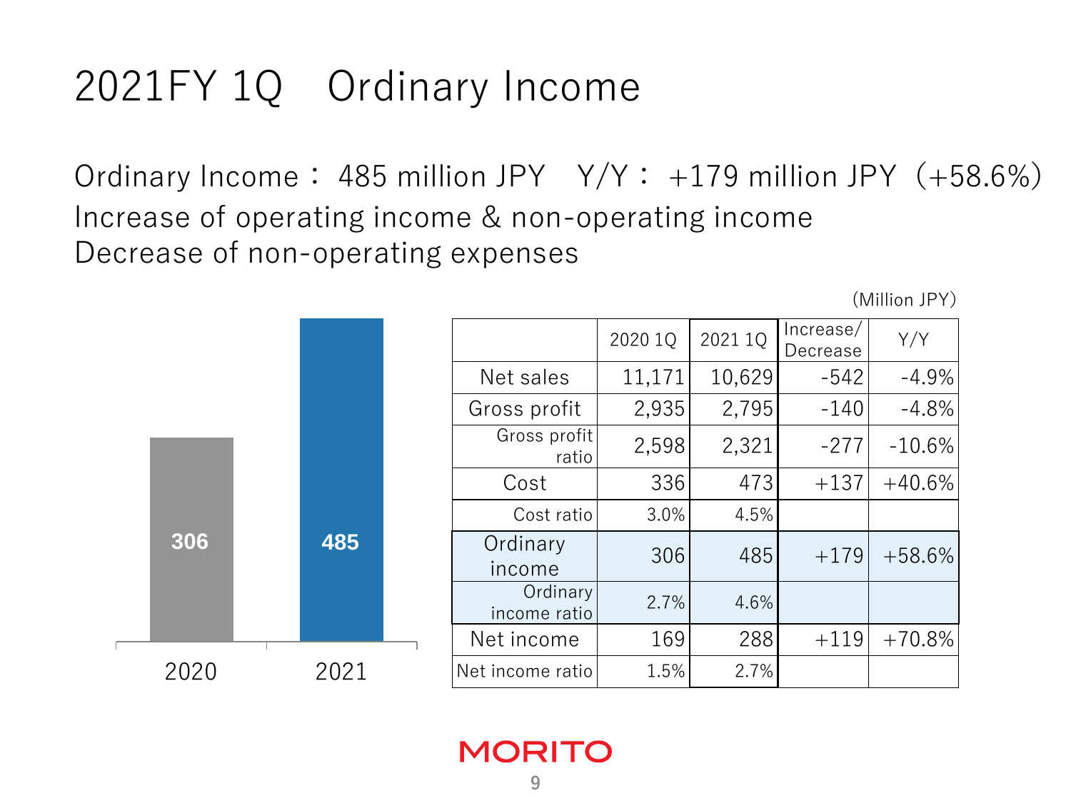# 2021FY 1Q　Ordinary Income

Ordinary Income： 485 million JPY　Y/Y： +179 million JPY（+58.6%）
Increase of operating income & non-operating income
Decrease of non-operating expenses

| 2020 | 2021 |
|---|---|
| 306 | 485 |

(Million JPY)

| | 2020 1Q | 2021 1Q | Increase/ Decrease | Y/Y |
|---|---|---|---|---|
| Net sales | 11,171 | 10,629 | -542 | -4.9% |
| Gross profit | 2,935 | 2,795 | -140 | -4.8% |
| Gross profit ratio | 2,598 | 2,321 | -277 | -10.6% |
| Cost | 336 | 473 | +137 | +40.6% |
| Cost ratio | 3.0% | 4.5% | | |
| Ordinary income | 306 | 485 | +179 | +58.6% |
| Ordinary income ratio | 2.7% | 4.6% | | |
| Net income | 169 | 288 | +119 | +70.8% |
| Net income ratio | 1.5% | 2.7% | | |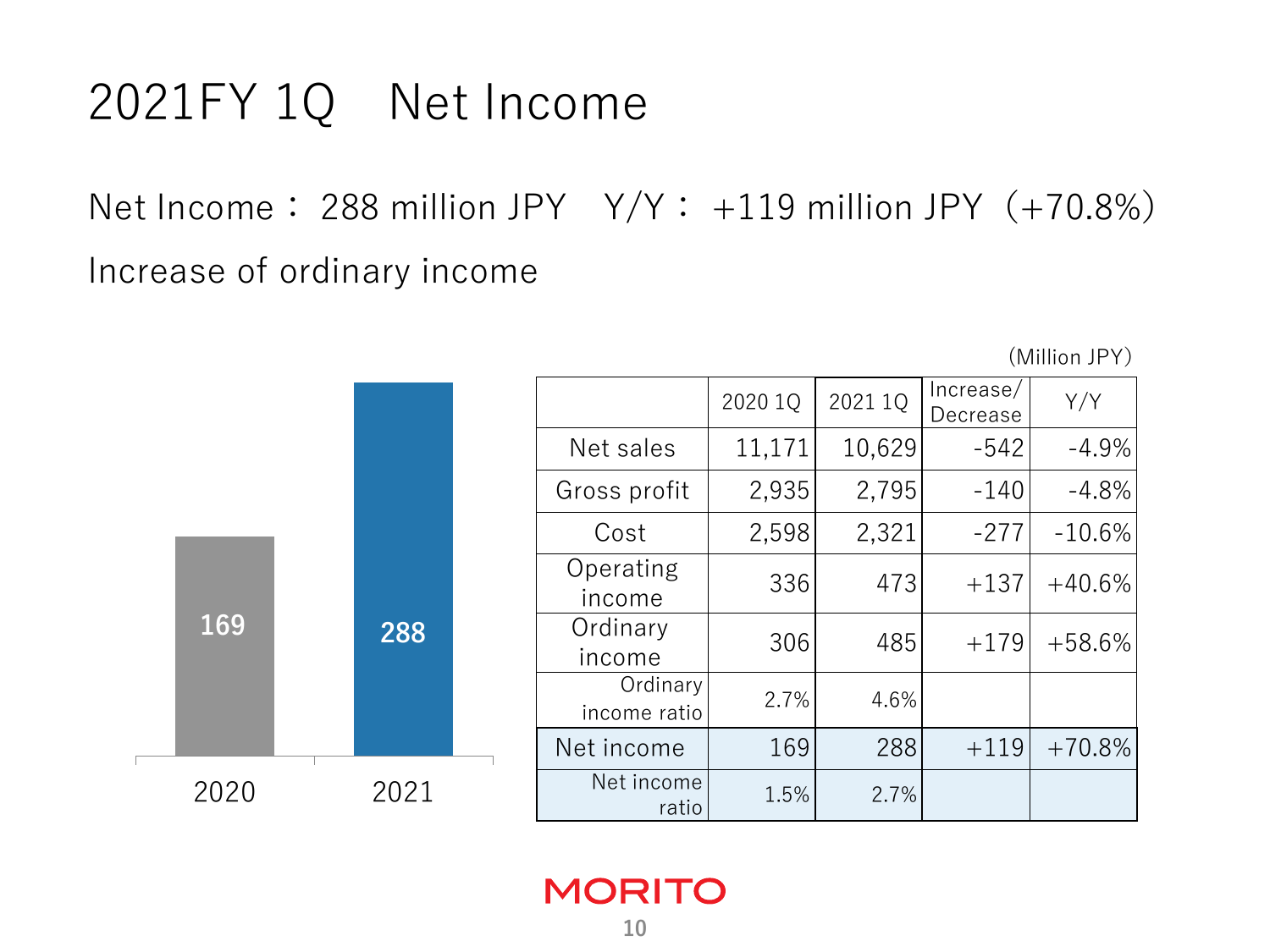# 2021FY 1Q　Net Income

Net Income： 288 million JPY　Y/Y： +119 million JPY（+70.8%）

Increase of ordinary income

| Year | Net Income |
|---|---|
| 2020 | 169 |
| 2021 | 288 |

(Million JPY)

| | 2020 1Q | 2021 1Q | Increase/ Decrease | Y/Y |
|---|---|---|---|---|
| Net sales | 11,171 | 10,629 | -542 | -4.9% |
| Gross profit | 2,935 | 2,795 | -140 | -4.8% |
| Cost | 2,598 | 2,321 | -277 | -10.6% |
| Operating income | 336 | 473 | +137 | +40.6% |
| Ordinary income | 306 | 485 | +179 | +58.6% |
| Ordinary income ratio | 2.7% | 4.6% | | |
| Net income | 169 | 288 | +119 | +70.8% |
| Net income ratio | 1.5% | 2.7% | | |

MORITO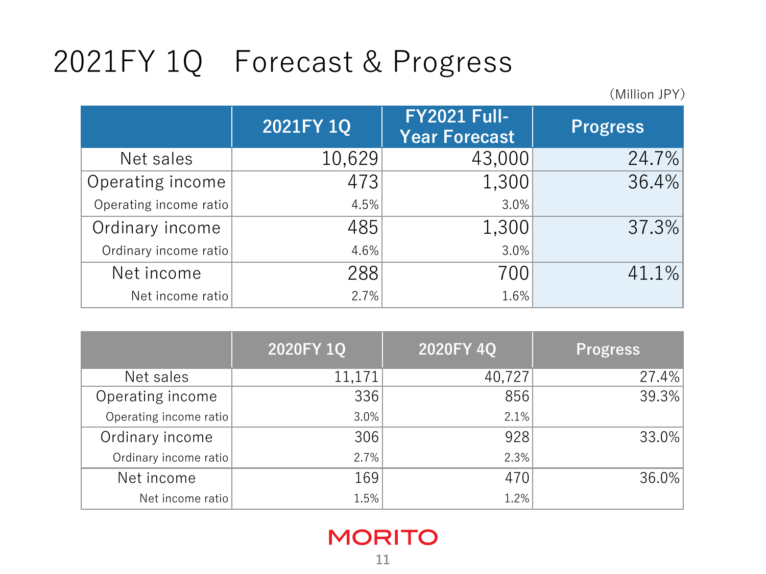# 2021FY 1Q　Forecast & Progress

(Million JPY)

| | 2021FY 1Q | FY2021 Full-Year Forecast | Progress |
|---|---|---|---|
| Net sales | 10,629 | 43,000 | 24.7% |
| Operating income | 473 | 1,300 | 36.4% |
| Operating income ratio | 4.5% | 3.0% | |
| Ordinary income | 485 | 1,300 | 37.3% |
| Ordinary income ratio | 4.6% | 3.0% | |
| Net income | 288 | 700 | 41.1% |
| Net income ratio | 2.7% | 1.6% | |

| | 2020FY 1Q | 2020FY 4Q | Progress |
|---|---|---|---|
| Net sales | 11,171 | 40,727 | 27.4% |
| Operating income | 336 | 856 | 39.3% |
| Operating income ratio | 3.0% | 2.1% | |
| Ordinary income | 306 | 928 | 33.0% |
| Ordinary income ratio | 2.7% | 2.3% | |
| Net income | 169 | 470 | 36.0% |
| Net income ratio | 1.5% | 1.2% | |

MORITO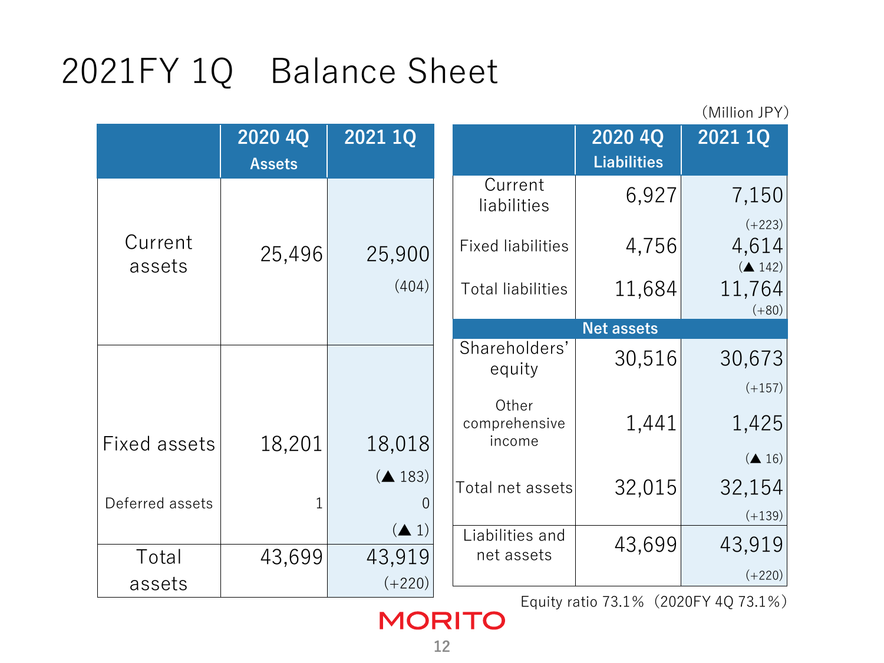# 2021FY 1Q　Balance Sheet

(Million JPY)

| | 2020 4Q Assets | 2021 1Q |
|---|---|---|
| Current assets | 25,496 | 25,900 (404) |
| Fixed assets | 18,201 | 18,018 (▲ 183) |
| Deferred assets | 1 | 0 (▲ 1) |
| Total assets | 43,699 | 43,919 (+220) |

| | 2020 4Q Liabilities | 2021 1Q |
|---|---|---|
| Current liabilities | 6,927 | 7,150 (+223) |
| Fixed liabilities | 4,756 | 4,614 (▲ 142) |
| Total liabilities | 11,684 | 11,764 (+80) |
| **Net assets** | | |
| Shareholders' equity | 30,516 | 30,673 (+157) |
| Other comprehensive income | 1,441 | 1,425 (▲ 16) |
| Total net assets | 32,015 | 32,154 (+139) |
| Liabilities and net assets | 43,699 | 43,919 (+220) |

Equity ratio 73.1%（2020FY 4Q 73.1%）

MORITO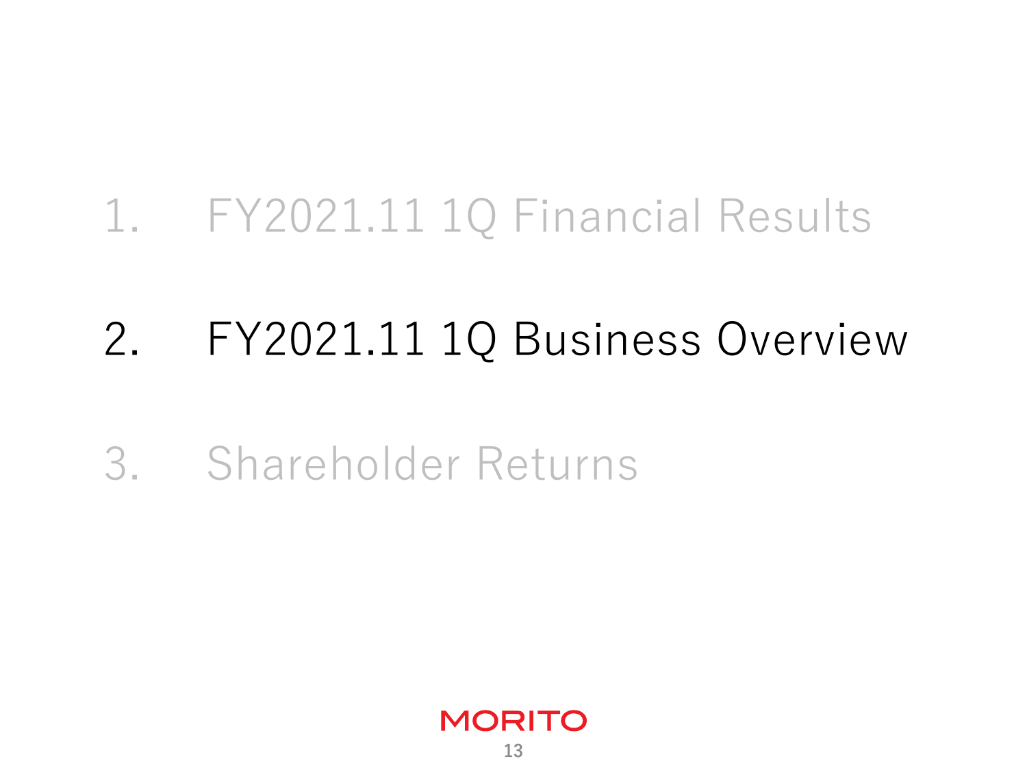1. FY2021.11 1Q Financial Results

2. FY2021.11 1Q Business Overview

3. Shareholder Returns

MORITO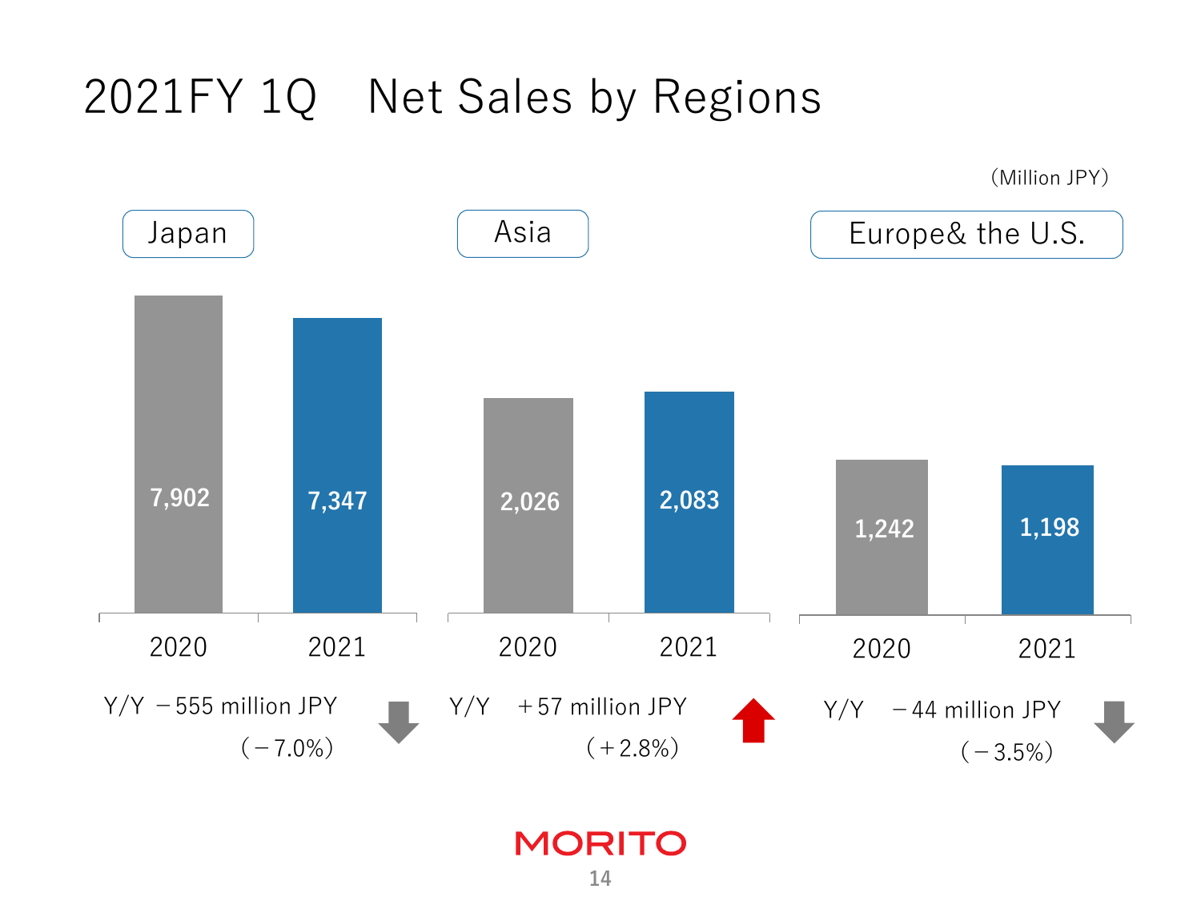# 2021FY 1Q　Net Sales by Regions

(Million JPY)

| Region | 2020 | 2021 | Y/Y |
|---|---|---|---|
| Japan | 7,902 | 7,347 | －555 million JPY (－7.0%) |
| Asia | 2,026 | 2,083 | ＋57 million JPY (＋2.8%) |
| Europe& the U.S. | 1,242 | 1,198 | －44 million JPY (－3.5%) |

MORITO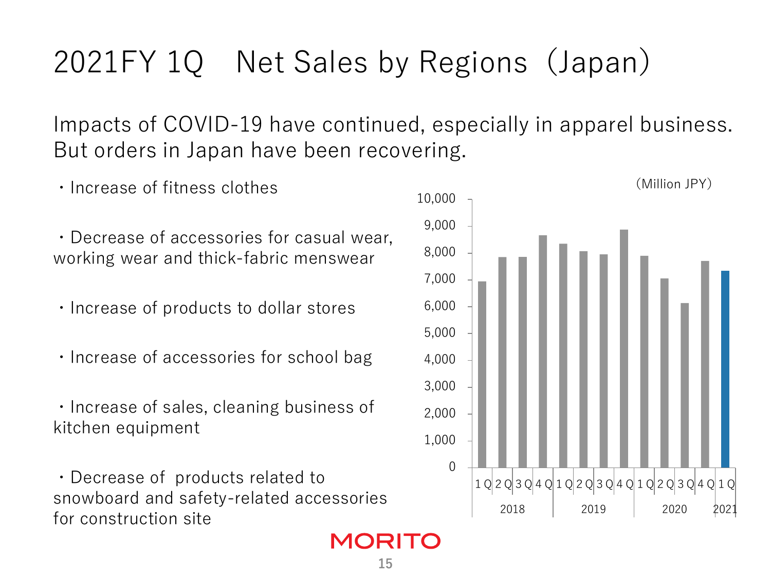# 2021FY 1Q　Net Sales by Regions（Japan）

Impacts of COVID-19 have continued, especially in apparel business. But orders in Japan have been recovering.

- Increase of fitness clothes
- Decrease of accessories for casual wear, working wear and thick-fabric menswear
- Increase of products to dollar stores
- Increase of accessories for school bag
- Increase of sales, cleaning business of kitchen equipment
- Decrease of products related to snowboard and safety-related accessories for construction site

(Million JPY)

Chart axis: 0 – 10,000

Quarters: 2018 (1Q, 2Q, 3Q, 4Q), 2019 (1Q, 2Q, 3Q, 4Q), 2020 (1Q, 2Q, 3Q, 4Q), 2021 (1Q)

MORITO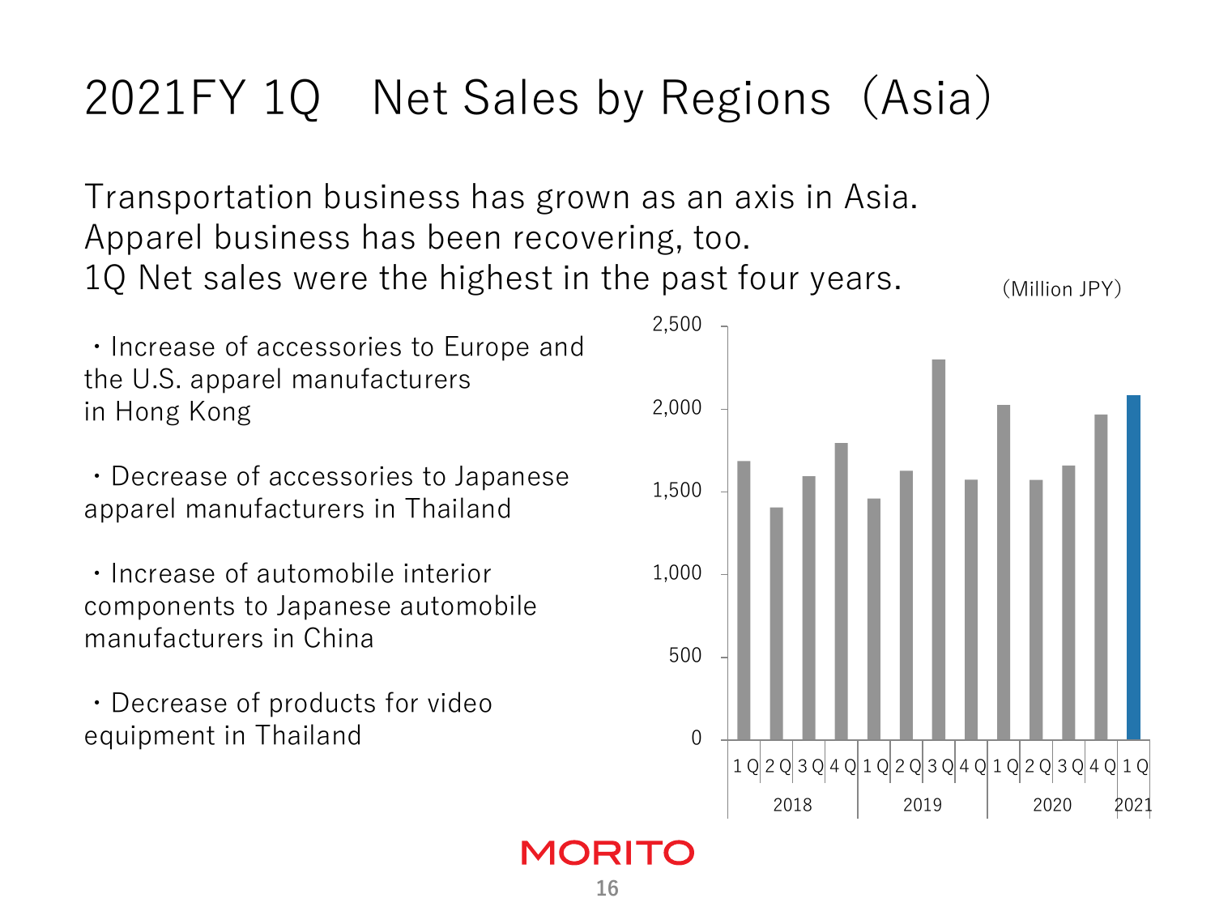# 2021FY 1Q Net Sales by Regions（Asia）

Transportation business has grown as an axis in Asia.
Apparel business has been recovering, too.
1Q Net sales were the highest in the past four years.

- Increase of accessories to Europe and the U.S. apparel manufacturers in Hong Kong
- Decrease of accessories to Japanese apparel manufacturers in Thailand
- Increase of automobile interior components to Japanese automobile manufacturers in China
- Decrease of products for video equipment in Thailand

(Million JPY)

| Year | Quarter | Net Sales (approx.) |
|---|---|---|
| 2018 | 1Q | 1,680 |
| 2018 | 2Q | 1,400 |
| 2018 | 3Q | 1,590 |
| 2018 | 4Q | 1,790 |
| 2019 | 1Q | 1,450 |
| 2019 | 2Q | 1,620 |
| 2019 | 3Q | 2,300 |
| 2019 | 4Q | 1,570 |
| 2020 | 1Q | 2,020 |
| 2020 | 2Q | 1,570 |
| 2020 | 3Q | 1,650 |
| 2020 | 4Q | 1,960 |
| 2021 | 1Q | 2,080 |

MORITO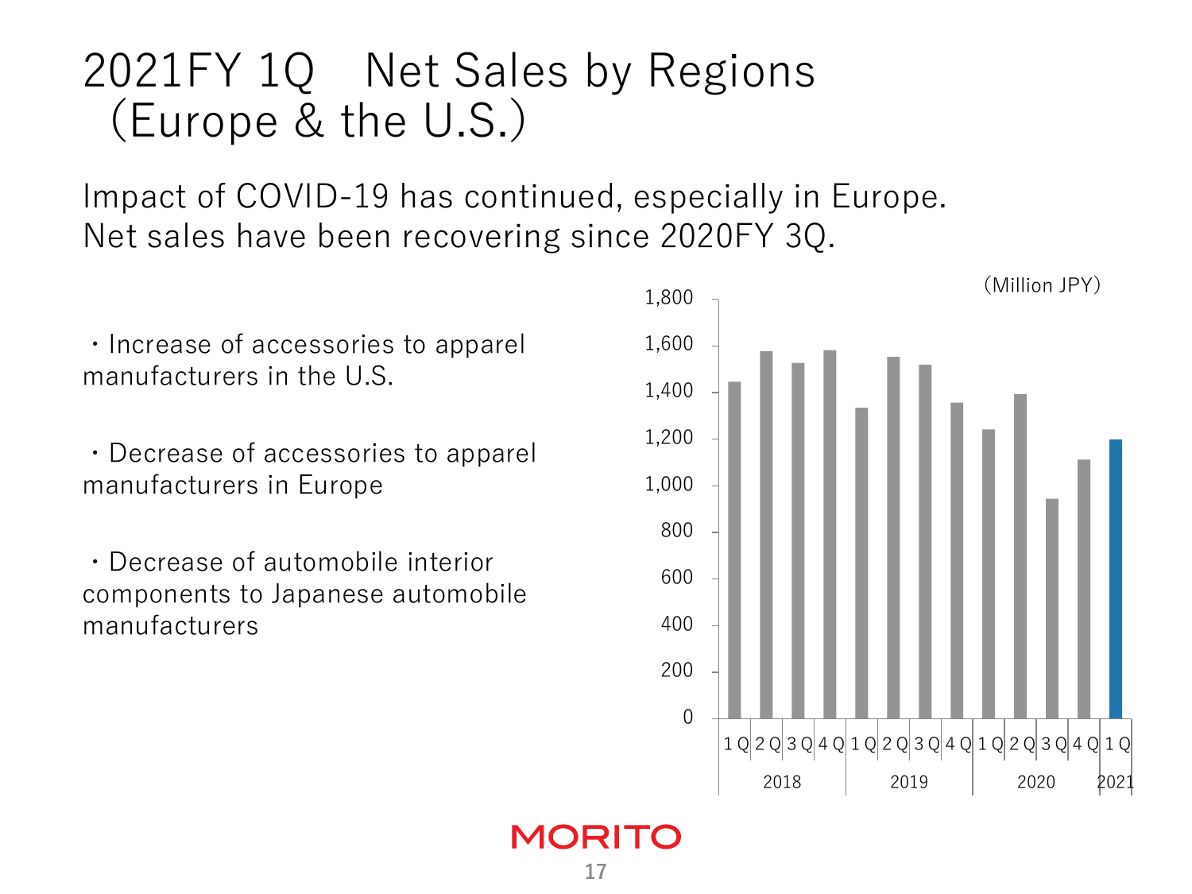# 2021FY 1Q　Net Sales by Regions (Europe & the U.S.)

Impact of COVID-19 has continued, especially in Europe.
Net sales have been recovering since 2020FY 3Q.

・Increase of accessories to apparel manufacturers in the U.S.

・Decrease of accessories to apparel manufacturers in Europe

・Decrease of automobile interior components to Japanese automobile manufacturers

(Million JPY)

| Year | Quarter | Net Sales (approx.) |
|---|---|---|
| 2018 | 1Q | 1,450 |
| 2018 | 2Q | 1,580 |
| 2018 | 3Q | 1,530 |
| 2018 | 4Q | 1,585 |
| 2019 | 1Q | 1,335 |
| 2019 | 2Q | 1,555 |
| 2019 | 3Q | 1,520 |
| 2019 | 4Q | 1,360 |
| 2020 | 1Q | 1,240 |
| 2020 | 2Q | 1,395 |
| 2020 | 3Q | 945 |
| 2020 | 4Q | 1,110 |
| 2021 | 1Q | 1,200 |

MORITO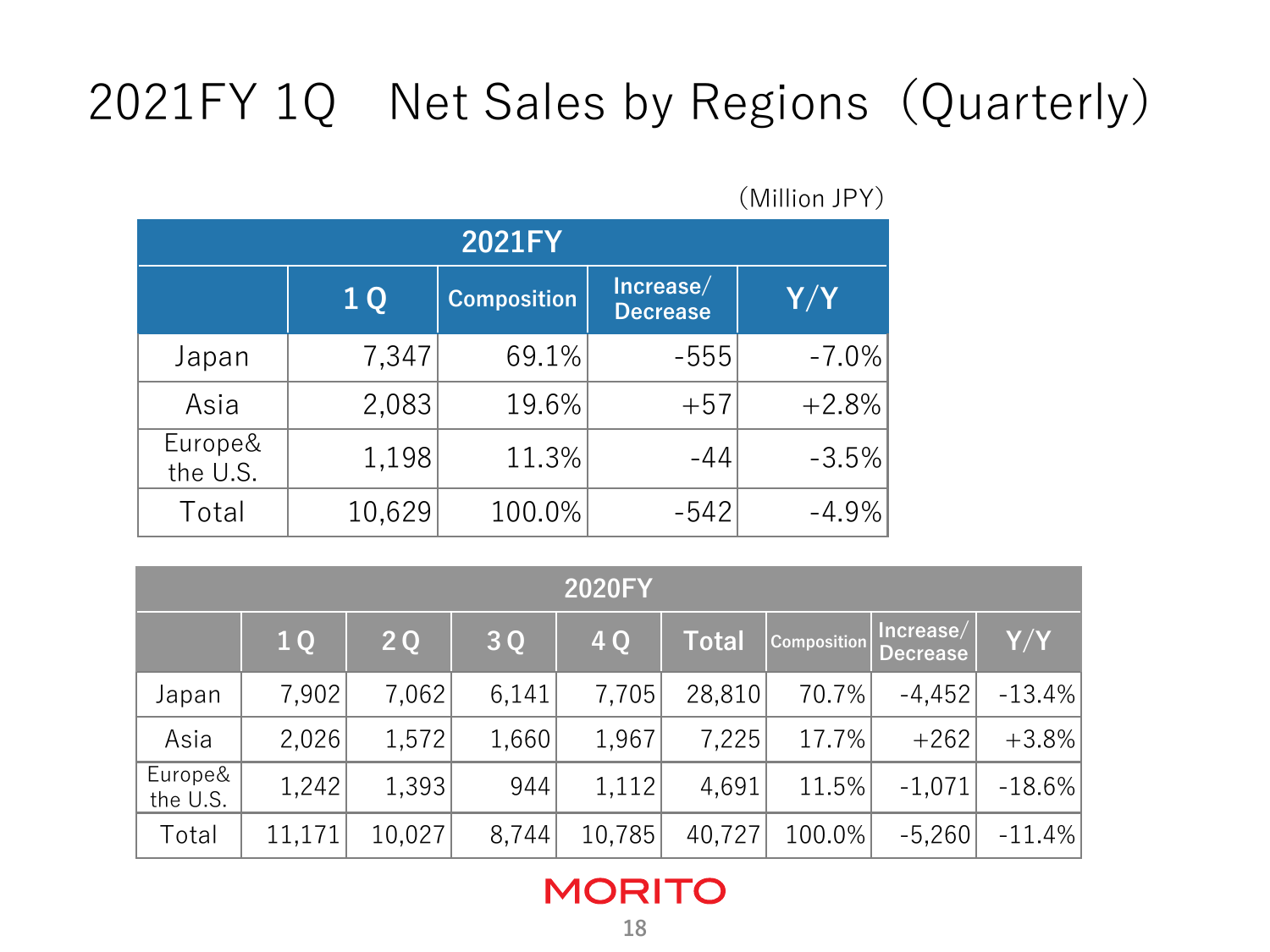# 2021FY 1Q　Net Sales by Regions（Quarterly）

（Million JPY）

| 2021FY | | | | |
|---|---|---|---|---|
| | 1Q | Composition | Increase/ Decrease | Y/Y |
| Japan | 7,347 | 69.1% | -555 | -7.0% |
| Asia | 2,083 | 19.6% | +57 | +2.8% |
| Europe& the U.S. | 1,198 | 11.3% | -44 | -3.5% |
| Total | 10,629 | 100.0% | -542 | -4.9% |

| 2020FY | | | | | | | | |
|---|---|---|---|---|---|---|---|---|
| | 1Q | 2Q | 3Q | 4Q | Total | Composition | Increase/ Decrease | Y/Y |
| Japan | 7,902 | 7,062 | 6,141 | 7,705 | 28,810 | 70.7% | -4,452 | -13.4% |
| Asia | 2,026 | 1,572 | 1,660 | 1,967 | 7,225 | 17.7% | +262 | +3.8% |
| Europe& the U.S. | 1,242 | 1,393 | 944 | 1,112 | 4,691 | 11.5% | -1,071 | -18.6% |
| Total | 11,171 | 10,027 | 8,744 | 10,785 | 40,727 | 100.0% | -5,260 | -11.4% |

MORITO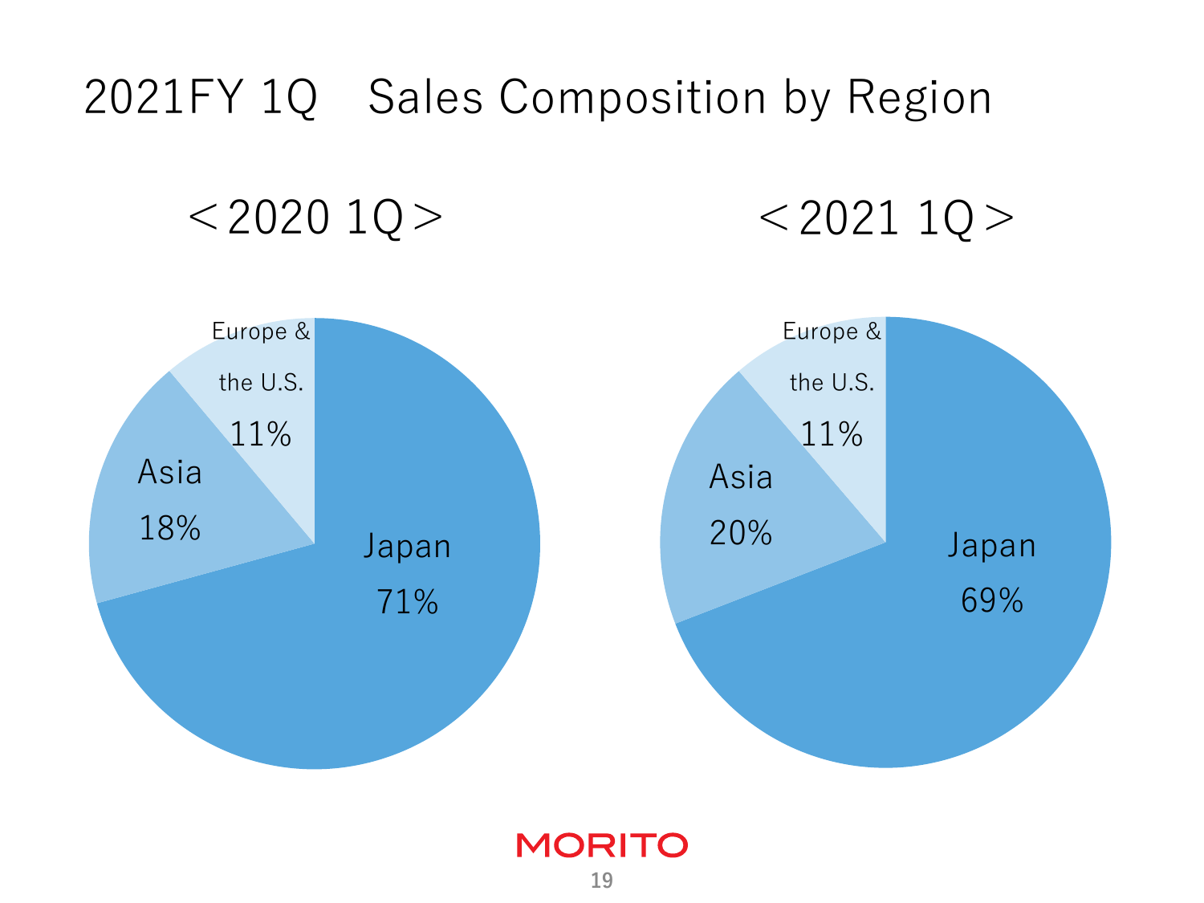# 2021FY 1Q　Sales Composition by Region

## ＜2020 1Q＞

| Region | Share |
| --- | --- |
| Japan | 71% |
| Asia | 18% |
| Europe & the U.S. | 11% |

## ＜2021 1Q＞

| Region | Share |
| --- | --- |
| Japan | 69% |
| Asia | 20% |
| Europe & the U.S. | 11% |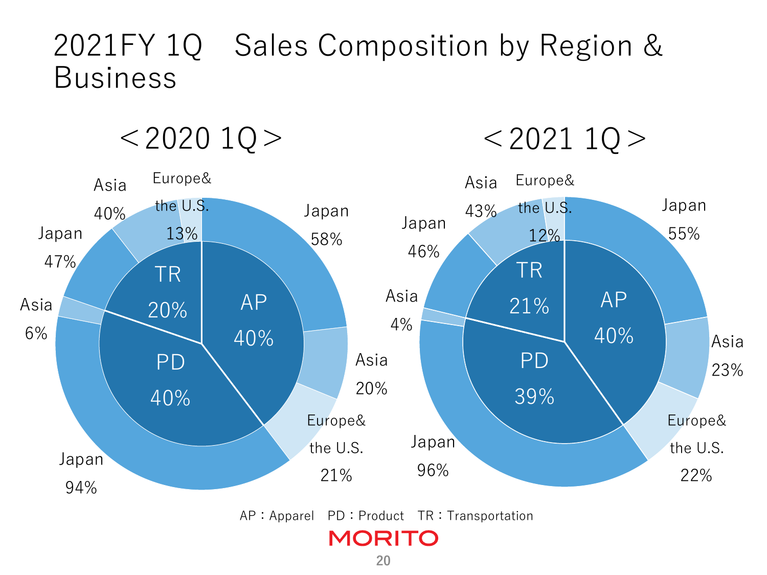# 2021FY 1Q　Sales Composition by Region & Business

## ＜2020 1Q＞

| Business | Share | Region | Share |
| --- | --- | --- | --- |
| AP | 40% | Japan | 58% |
| | | Asia | 20% |
| | | Europe& the U.S. | 21% |
| PD | 40% | Japan | 94% |
| | | Asia | 6% |
| TR | 20% | Japan | 47% |
| | | Asia | 40% |
| | | Europe& the U.S. | 13% |

## ＜2021 1Q＞

| Business | Share | Region | Share |
| --- | --- | --- | --- |
| AP | 40% | Japan | 55% |
| | | Asia | 23% |
| | | Europe& the U.S. | 22% |
| PD | 39% | Japan | 96% |
| | | Asia | 4% |
| TR | 21% | Japan | 46% |
| | | Asia | 43% |
| | | Europe& the U.S. | 12% |

AP：Apparel　PD：Product　TR：Transportation

MORITO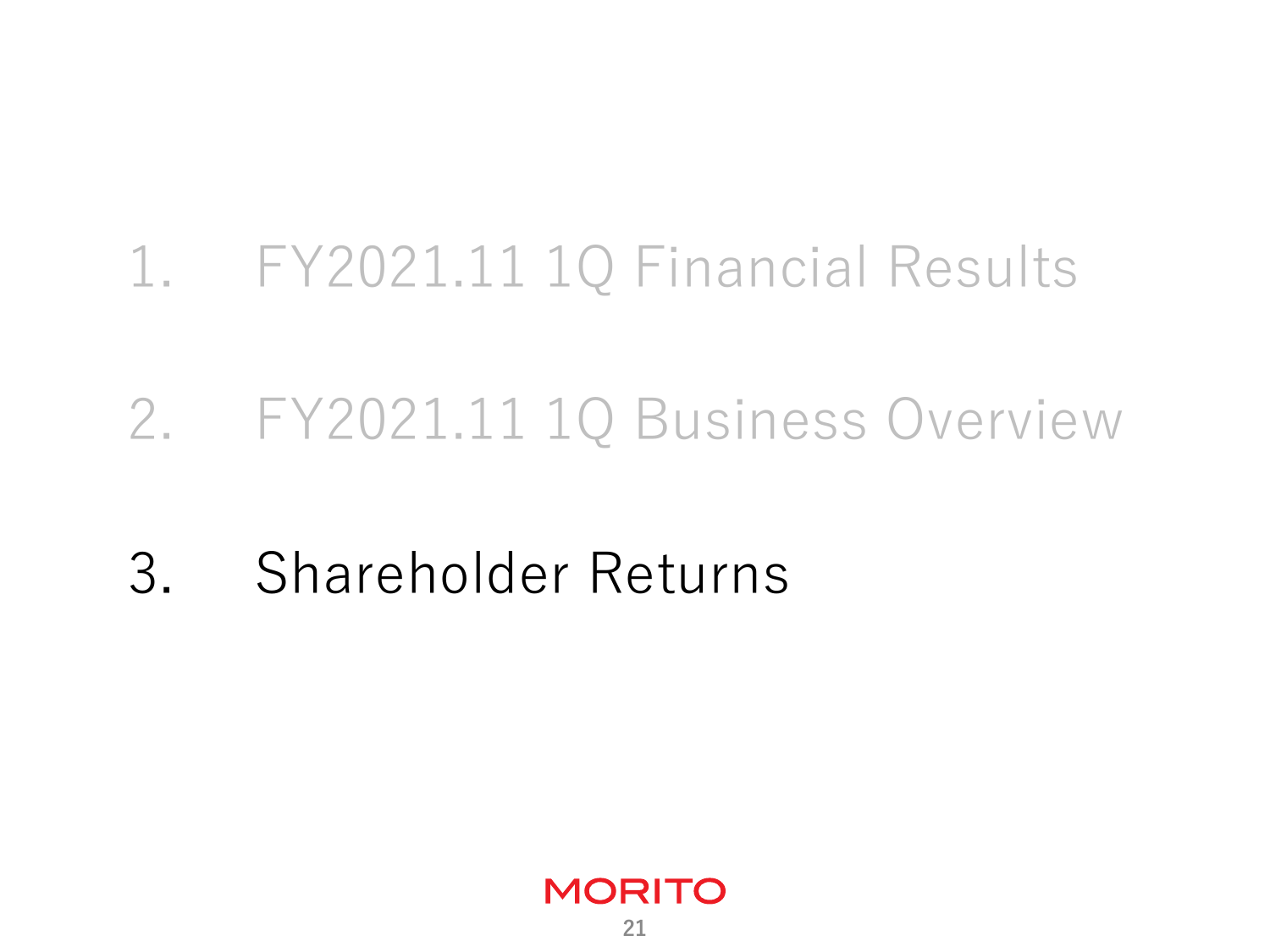1. FY2021.11 1Q Financial Results

2. FY2021.11 1Q Business Overview

3. Shareholder Returns

MORITO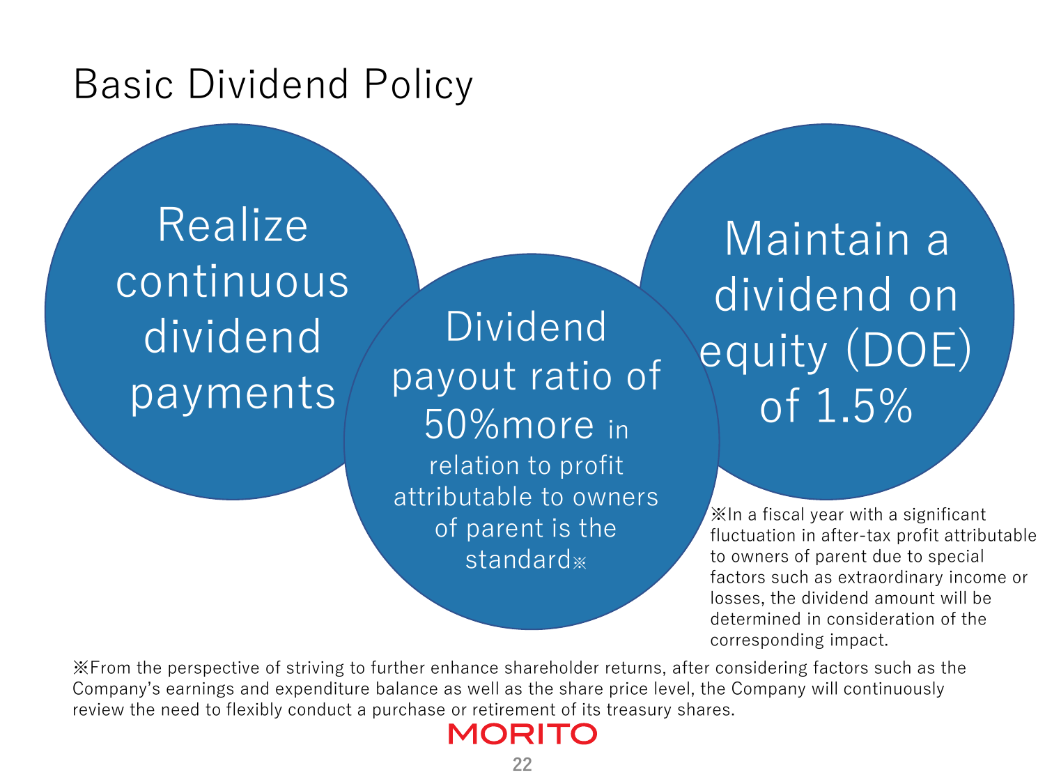# Basic Dividend Policy

- Realize continuous dividend payments
- Dividend payout ratio of 50%more in relation to profit attributable to owners of parent is the standard※
- Maintain a dividend on equity (DOE) of 1.5%

※In a fiscal year with a significant fluctuation in after-tax profit attributable to owners of parent due to special factors such as extraordinary income or losses, the dividend amount will be determined in consideration of the corresponding impact.

※From the perspective of striving to further enhance shareholder returns, after considering factors such as the Company's earnings and expenditure balance as well as the share price level, the Company will continuously review the need to flexibly conduct a purchase or retirement of its treasury shares.

MORITO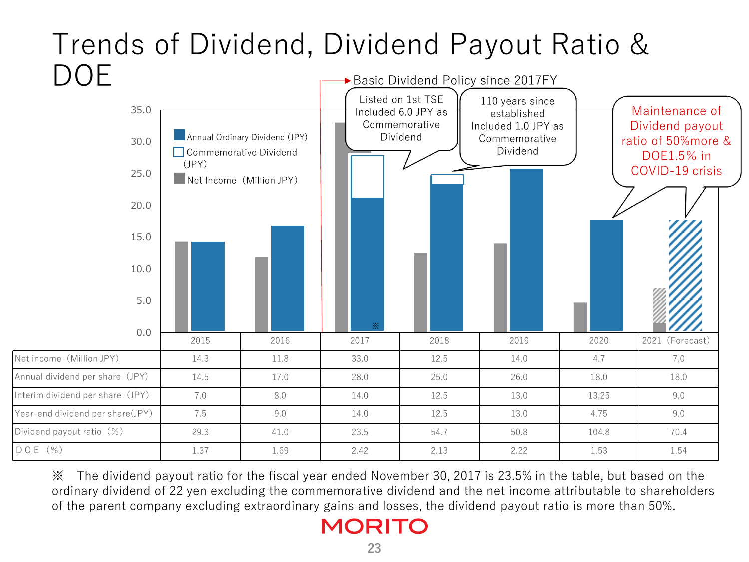# Trends of Dividend, Dividend Payout Ratio & DOE

Basic Dividend Policy since 2017FY

Listed on 1st TSE Included 6.0 JPY as Commemorative Dividend

110 years since established Included 1.0 JPY as Commemorative Dividend

Maintenance of Dividend payout ratio of 50%more & DOE1.5% in COVID-19 crisis

- Annual Ordinary Dividend (JPY)
- Commemorative Dividend (JPY)
- Net Income（Million JPY）

| | 2015 | 2016 | 2017 | 2018 | 2019 | 2020 | 2021（Forecast) |
|---|---|---|---|---|---|---|---|
| Net income（Million JPY） | 14.3 | 11.8 | 33.0 | 12.5 | 14.0 | 4.7 | 7.0 |
| Annual dividend per share（JPY） | 14.5 | 17.0 | 28.0 | 25.0 | 26.0 | 18.0 | 18.0 |
| Interim dividend per share（JPY） | 7.0 | 8.0 | 14.0 | 12.5 | 13.0 | 13.25 | 9.0 |
| Year-end dividend per share(JPY) | 7.5 | 9.0 | 14.0 | 12.5 | 13.0 | 4.75 | 9.0 |
| Dividend payout ratio（%） | 29.3 | 41.0 | 23.5 | 54.7 | 50.8 | 104.8 | 70.4 |
| DOE（%） | 1.37 | 1.69 | 2.42 | 2.13 | 2.22 | 1.53 | 1.54 |

※ The dividend payout ratio for the fiscal year ended November 30, 2017 is 23.5% in the table, but based on the ordinary dividend of 22 yen excluding the commemorative dividend and the net income attributable to shareholders of the parent company excluding extraordinary gains and losses, the dividend payout ratio is more than 50%.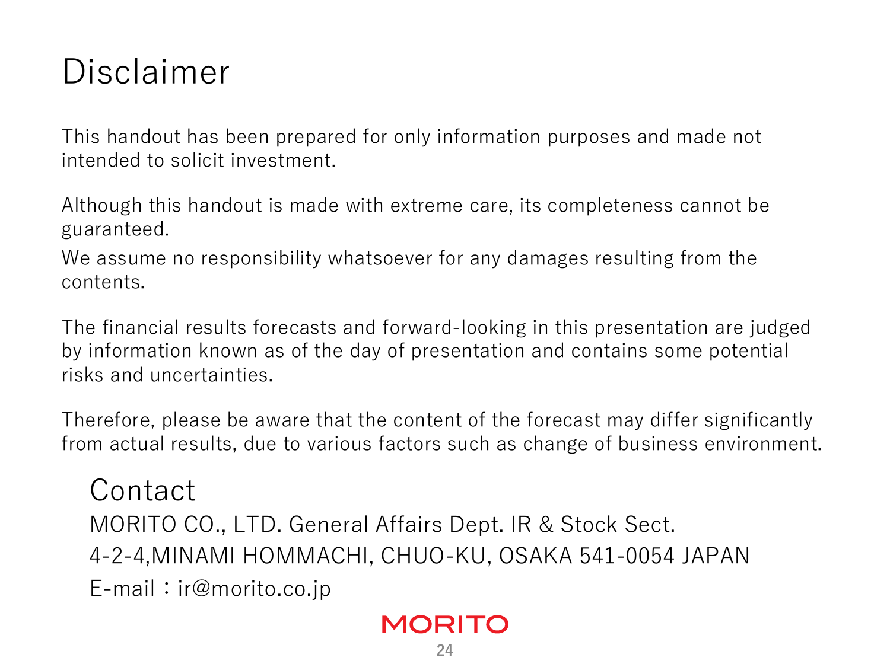# Disclaimer

This handout has been prepared for only information purposes and made not intended to solicit investment.

Although this handout is made with extreme care, its completeness cannot be guaranteed.

We assume no responsibility whatsoever for any damages resulting from the contents.

The financial results forecasts and forward-looking in this presentation are judged by information known as of the day of presentation and contains some potential risks and uncertainties.

Therefore, please be aware that the content of the forecast may differ significantly from actual results, due to various factors such as change of business environment.

## Contact

MORITO CO., LTD. General Affairs Dept. IR & Stock Sect.

4-2-4,MINAMI HOMMACHI, CHUO-KU, OSAKA 541-0054 JAPAN

E-mail：ir@morito.co.jp

MORITO